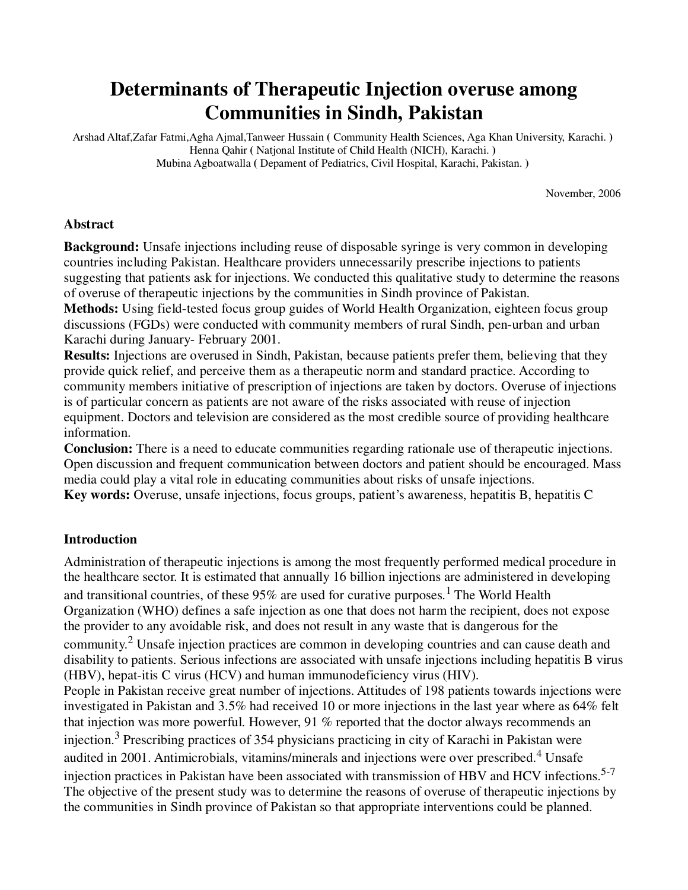# Determinants of Therapeutic Injection overuse among Communities in Sindh, Pakistan

Arshad Altaf,Zafar Fatmi,Agha Ajmal,Tanweer Hussain ( Community Health Sciences, Aga Khan University, Karachi. )
Henna Qahir ( Natjonal Institute of Child Health (NICH), Karachi. )
Mubina Agboatwalla ( Depament of Pediatrics, Civil Hospital, Karachi, Pakistan. )

November, 2006

### Abstract

**Background:** Unsafe injections including reuse of disposable syringe is very common in developing countries including Pakistan. Healthcare providers unnecessarily prescribe injections to patients suggesting that patients ask for injections. We conducted this qualitative study to determine the reasons of overuse of therapeutic injections by the communities in Sindh province of Pakistan.
**Methods:** Using field-tested focus group guides of World Health Organization, eighteen focus group discussions (FGDs) were conducted with community members of rural Sindh, pen-urban and urban Karachi during January- February 2001.
**Results:** Injections are overused in Sindh, Pakistan, because patients prefer them, believing that they provide quick relief, and perceive them as a therapeutic norm and standard practice. According to community members initiative of prescription of injections are taken by doctors. Overuse of injections is of particular concern as patients are not aware of the risks associated with reuse of injection equipment. Doctors and television are considered as the most credible source of providing healthcare information.
**Conclusion:** There is a need to educate communities regarding rationale use of therapeutic injections. Open discussion and frequent communication between doctors and patient should be encouraged. Mass media could play a vital role in educating communities about risks of unsafe injections.
**Key words:** Overuse, unsafe injections, focus groups, patient's awareness, hepatitis B, hepatitis C

### Introduction

Administration of therapeutic injections is among the most frequently performed medical procedure in the healthcare sector. It is estimated that annually 16 billion injections are administered in developing and transitional countries, of these 95% are used for curative purposes.[1] The World Health Organization (WHO) defines a safe injection as one that does not harm the recipient, does not expose the provider to any avoidable risk, and does not result in any waste that is dangerous for the community.[2] Unsafe injection practices are common in developing countries and can cause death and disability to patients. Serious infections are associated with unsafe injections including hepatitis B virus (HBV), hepat-itis C virus (HCV) and human immunodeficiency virus (HIV).
People in Pakistan receive great number of injections. Attitudes of 198 patients towards injections were investigated in Pakistan and 3.5% had received 10 or more injections in the last year where as 64% felt that injection was more powerful. However, 91 % reported that the doctor always recommends an injection.[3] Prescribing practices of 354 physicians practicing in city of Karachi in Pakistan were audited in 2001. Antimicrobials, vitamins/minerals and injections were over prescribed.[4] Unsafe injection practices in Pakistan have been associated with transmission of HBV and HCV infections.[5-7] The objective of the present study was to determine the reasons of overuse of therapeutic injections by the communities in Sindh province of Pakistan so that appropriate interventions could be planned.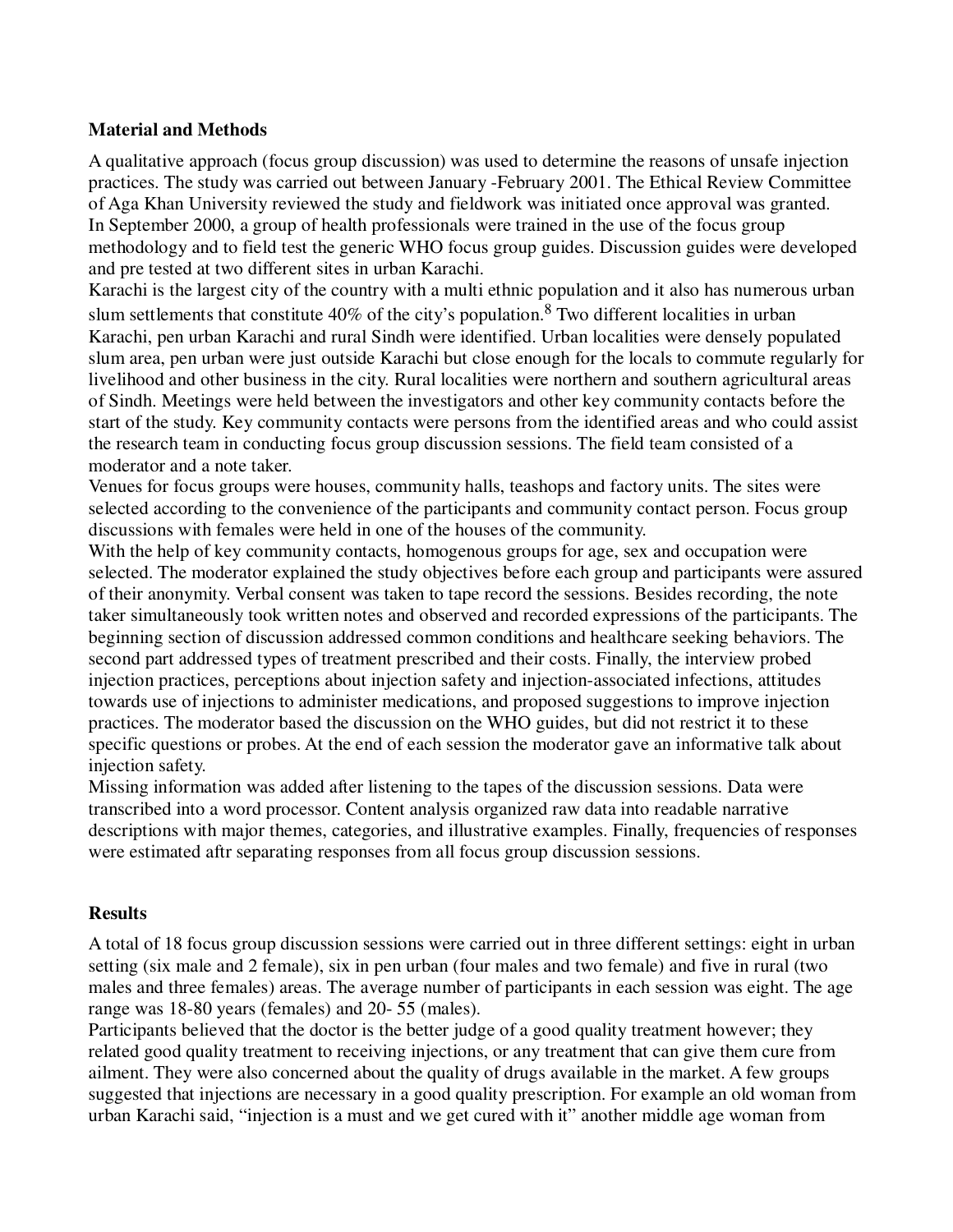**Material and Methods**

A qualitative approach (focus group discussion) was used to determine the reasons of unsafe injection practices. The study was carried out between January -February 2001. The Ethical Review Committee of Aga Khan University reviewed the study and fieldwork was initiated once approval was granted. In September 2000, a group of health professionals were trained in the use of the focus group methodology and to field test the generic WHO focus group guides. Discussion guides were developed and pre tested at two different sites in urban Karachi.

Karachi is the largest city of the country with a multi ethnic population and it also has numerous urban slum settlements that constitute 40% of the city's population.[8] Two different localities in urban Karachi, pen urban Karachi and rural Sindh were identified. Urban localities were densely populated slum area, pen urban were just outside Karachi but close enough for the locals to commute regularly for livelihood and other business in the city. Rural localities were northern and southern agricultural areas of Sindh. Meetings were held between the investigators and other key community contacts before the start of the study. Key community contacts were persons from the identified areas and who could assist the research team in conducting focus group discussion sessions. The field team consisted of a moderator and a note taker.

Venues for focus groups were houses, community halls, teashops and factory units. The sites were selected according to the convenience of the participants and community contact person. Focus group discussions with females were held in one of the houses of the community.

With the help of key community contacts, homogenous groups for age, sex and occupation were selected. The moderator explained the study objectives before each group and participants were assured of their anonymity. Verbal consent was taken to tape record the sessions. Besides recording, the note taker simultaneously took written notes and observed and recorded expressions of the participants. The beginning section of discussion addressed common conditions and healthcare seeking behaviors. The second part addressed types of treatment prescribed and their costs. Finally, the interview probed injection practices, perceptions about injection safety and injection-associated infections, attitudes towards use of injections to administer medications, and proposed suggestions to improve injection practices. The moderator based the discussion on the WHO guides, but did not restrict it to these specific questions or probes. At the end of each session the moderator gave an informative talk about injection safety.

Missing information was added after listening to the tapes of the discussion sessions. Data were transcribed into a word processor. Content analysis organized raw data into readable narrative descriptions with major themes, categories, and illustrative examples. Finally, frequencies of responses were estimated aftr separating responses from all focus group discussion sessions.

**Results**

A total of 18 focus group discussion sessions were carried out in three different settings: eight in urban setting (six male and 2 female), six in pen urban (four males and two female) and five in rural (two males and three females) areas. The average number of participants in each session was eight. The age range was 18-80 years (females) and 20- 55 (males).

Participants believed that the doctor is the better judge of a good quality treatment however; they related good quality treatment to receiving injections, or any treatment that can give them cure from ailment. They were also concerned about the quality of drugs available in the market. A few groups suggested that injections are necessary in a good quality prescription. For example an old woman from urban Karachi said, "injection is a must and we get cured with it" another middle age woman from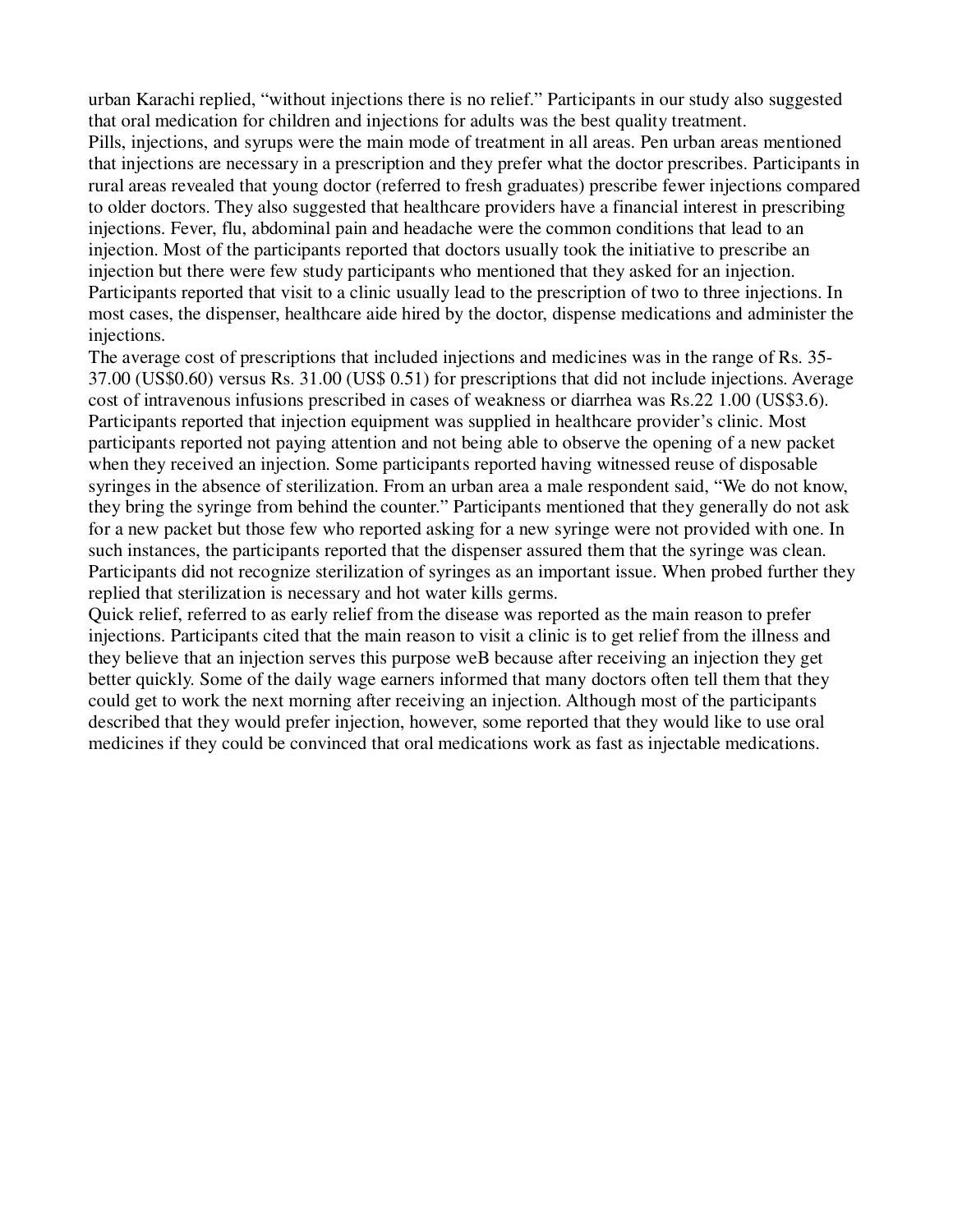urban Karachi replied, “without injections there is no relief.” Participants in our study also suggested that oral medication for children and injections for adults was the best quality treatment.

Pills, injections, and syrups were the main mode of treatment in all areas. Pen urban areas mentioned that injections are necessary in a prescription and they prefer what the doctor prescribes. Participants in rural areas revealed that young doctor (referred to fresh graduates) prescribe fewer injections compared to older doctors. They also suggested that healthcare providers have a financial interest in prescribing injections. Fever, flu, abdominal pain and headache were the common conditions that lead to an injection. Most of the participants reported that doctors usually took the initiative to prescribe an injection but there were few study participants who mentioned that they asked for an injection. Participants reported that visit to a clinic usually lead to the prescription of two to three injections. In most cases, the dispenser, healthcare aide hired by the doctor, dispense medications and administer the injections.

The average cost of prescriptions that included injections and medicines was in the range of Rs. 35-37.00 (US$0.60) versus Rs. 31.00 (US$ 0.51) for prescriptions that did not include injections. Average cost of intravenous infusions prescribed in cases of weakness or diarrhea was Rs.22 1.00 (US$3.6). Participants reported that injection equipment was supplied in healthcare provider’s clinic. Most participants reported not paying attention and not being able to observe the opening of a new packet when they received an injection. Some participants reported having witnessed reuse of disposable syringes in the absence of sterilization. From an urban area a male respondent said, “We do not know, they bring the syringe from behind the counter.” Participants mentioned that they generally do not ask for a new packet but those few who reported asking for a new syringe were not provided with one. In such instances, the participants reported that the dispenser assured them that the syringe was clean. Participants did not recognize sterilization of syringes as an important issue. When probed further they replied that sterilization is necessary and hot water kills germs.

Quick relief, referred to as early relief from the disease was reported as the main reason to prefer injections. Participants cited that the main reason to visit a clinic is to get relief from the illness and they believe that an injection serves this purpose weB because after receiving an injection they get better quickly. Some of the daily wage earners informed that many doctors often tell them that they could get to work the next morning after receiving an injection. Although most of the participants described that they would prefer injection, however, some reported that they would like to use oral medicines if they could be convinced that oral medications work as fast as injectable medications.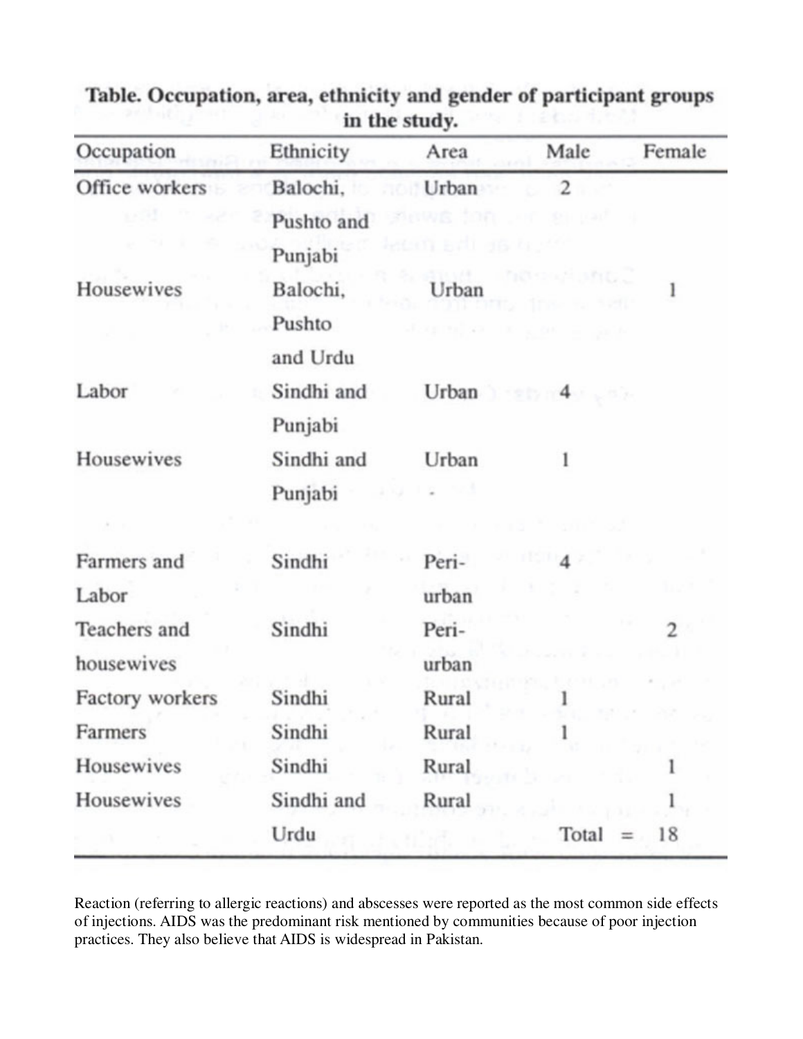**Table. Occupation, area, ethnicity and gender of participant groups in the study.**

| Occupation | Ethnicity | Area | Male | Female |
|---|---|---|---|---|
| Office workers | Balochi, Pushto and Punjabi | Urban | 2 | |
| Housewives | Balochi, Pushto and Urdu | Urban | | 1 |
| Labor | Sindhi and Punjabi | Urban | 4 | |
| Housewives | Sindhi and Punjabi | Urban | 1 | |
| Farmers and Labor | Sindhi | Peri-urban | 4 | |
| Teachers and housewives | Sindhi | Peri-urban | | 2 |
| Factory workers | Sindhi | Rural | 1 | |
| Farmers | Sindhi | Rural | 1 | |
| Housewives | Sindhi | Rural | | 1 |
| Housewives | Sindhi and Urdu | Rural | | 1 |
| | | | Total = | 18 |

Reaction (referring to allergic reactions) and abscesses were reported as the most common side effects of injections. AIDS was the predominant risk mentioned by communities because of poor injection practices. They also believe that AIDS is widespread in Pakistan.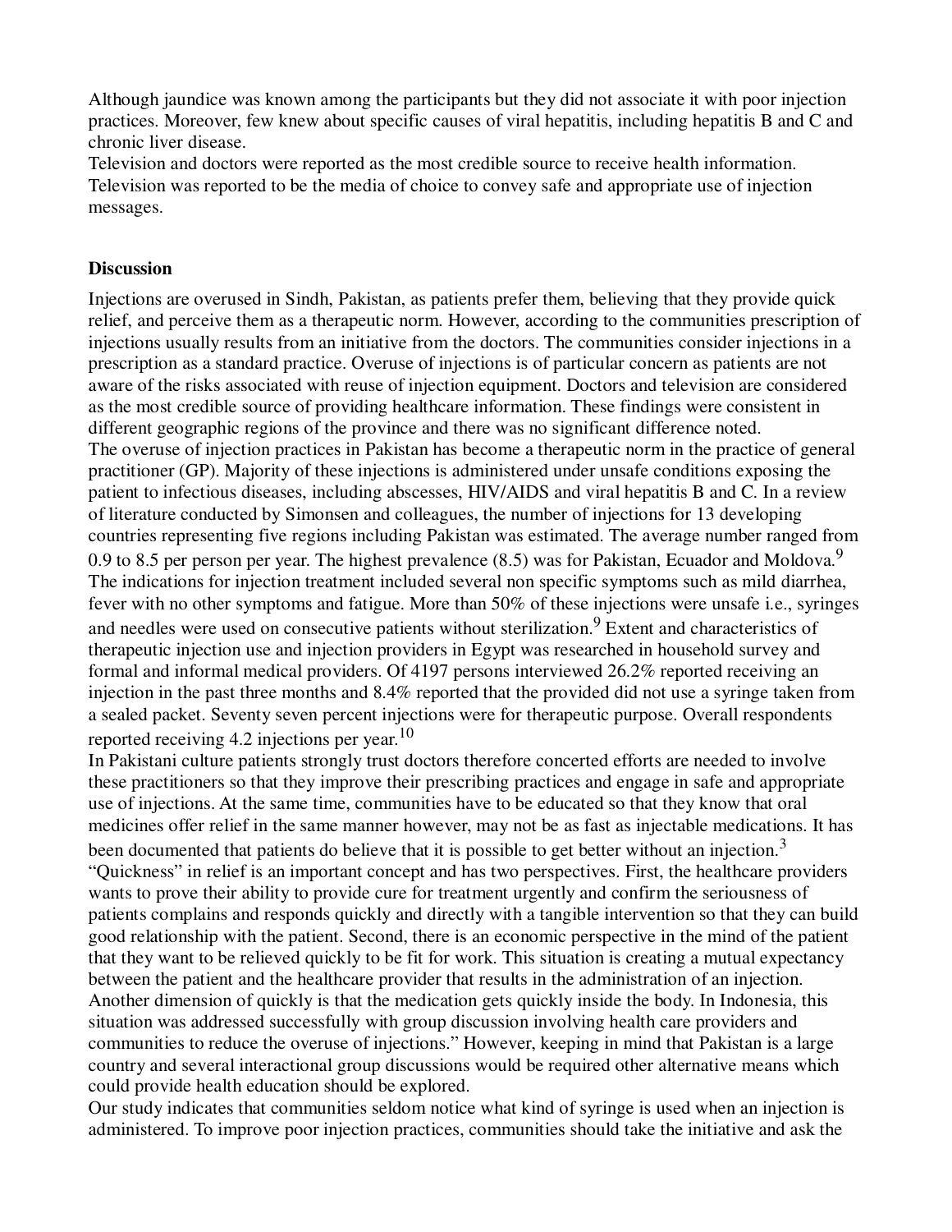Although jaundice was known among the participants but they did not associate it with poor injection practices. Moreover, few knew about specific causes of viral hepatitis, including hepatitis B and C and chronic liver disease.

Television and doctors were reported as the most credible source to receive health information. Television was reported to be the media of choice to convey safe and appropriate use of injection messages.

## Discussion

Injections are overused in Sindh, Pakistan, as patients prefer them, believing that they provide quick relief, and perceive them as a therapeutic norm. However, according to the communities prescription of injections usually results from an initiative from the doctors. The communities consider injections in a prescription as a standard practice. Overuse of injections is of particular concern as patients are not aware of the risks associated with reuse of injection equipment. Doctors and television are considered as the most credible source of providing healthcare information. These findings were consistent in different geographic regions of the province and there was no significant difference noted.

The overuse of injection practices in Pakistan has become a therapeutic norm in the practice of general practitioner (GP). Majority of these injections is administered under unsafe conditions exposing the patient to infectious diseases, including abscesses, HIV/AIDS and viral hepatitis B and C. In a review of literature conducted by Simonsen and colleagues, the number of injections for 13 developing countries representing five regions including Pakistan was estimated. The average number ranged from 0.9 to 8.5 per person per year. The highest prevalence (8.5) was for Pakistan, Ecuador and Moldova.[9] The indications for injection treatment included several non specific symptoms such as mild diarrhea, fever with no other symptoms and fatigue. More than 50% of these injections were unsafe i.e., syringes and needles were used on consecutive patients without sterilization.[9] Extent and characteristics of therapeutic injection use and injection providers in Egypt was researched in household survey and formal and informal medical providers. Of 4197 persons interviewed 26.2% reported receiving an injection in the past three months and 8.4% reported that the provided did not use a syringe taken from a sealed packet. Seventy seven percent injections were for therapeutic purpose. Overall respondents reported receiving 4.2 injections per year.[10]

In Pakistani culture patients strongly trust doctors therefore concerted efforts are needed to involve these practitioners so that they improve their prescribing practices and engage in safe and appropriate use of injections. At the same time, communities have to be educated so that they know that oral medicines offer relief in the same manner however, may not be as fast as injectable medications. It has been documented that patients do believe that it is possible to get better without an injection.[3]

"Quickness" in relief is an important concept and has two perspectives. First, the healthcare providers wants to prove their ability to provide cure for treatment urgently and confirm the seriousness of patients complains and responds quickly and directly with a tangible intervention so that they can build good relationship with the patient. Second, there is an economic perspective in the mind of the patient that they want to be relieved quickly to be fit for work. This situation is creating a mutual expectancy between the patient and the healthcare provider that results in the administration of an injection. Another dimension of quickly is that the medication gets quickly inside the body. In Indonesia, this situation was addressed successfully with group discussion involving health care providers and communities to reduce the overuse of injections." However, keeping in mind that Pakistan is a large country and several interactional group discussions would be required other alternative means which could provide health education should be explored.

Our study indicates that communities seldom notice what kind of syringe is used when an injection is administered. To improve poor injection practices, communities should take the initiative and ask the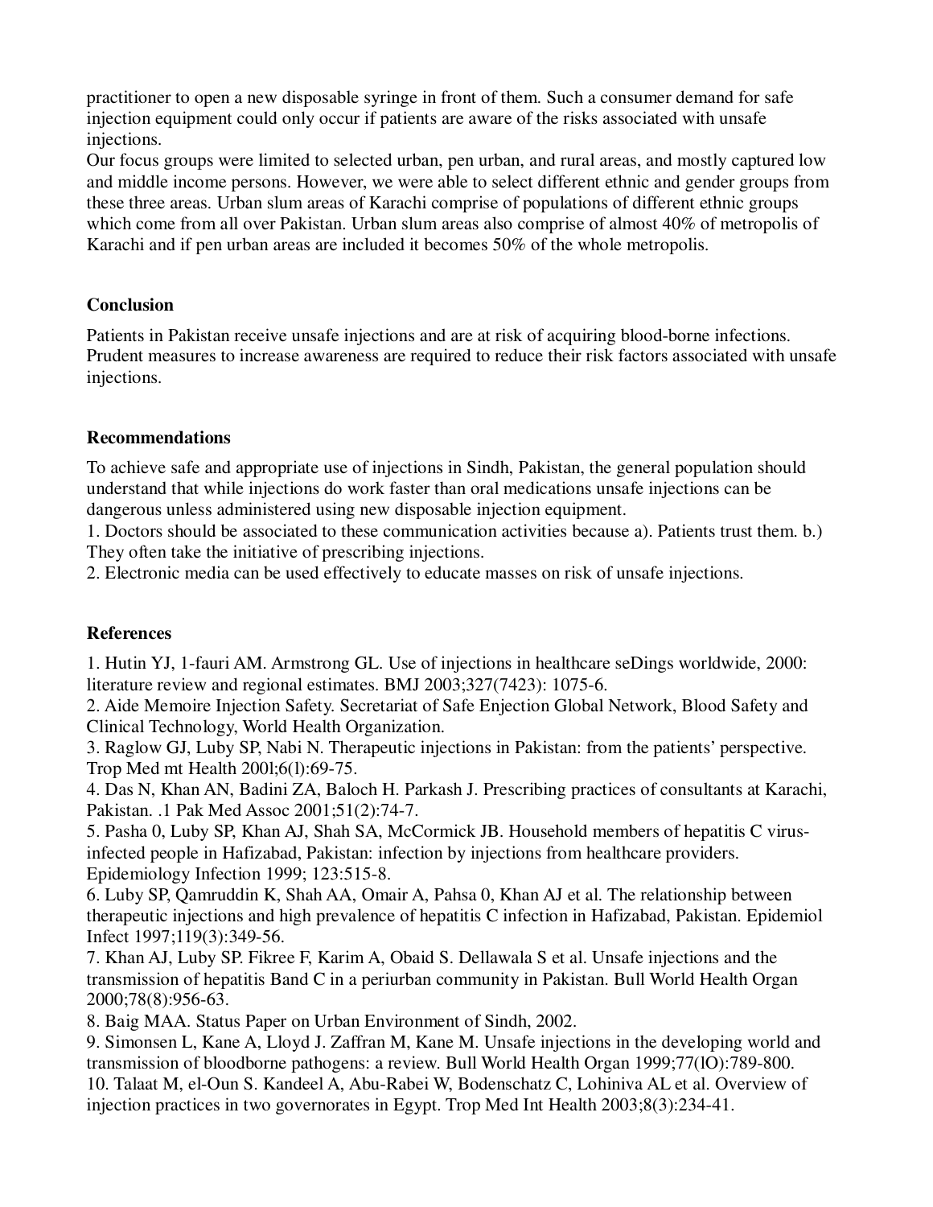practitioner to open a new disposable syringe in front of them. Such a consumer demand for safe injection equipment could only occur if patients are aware of the risks associated with unsafe injections.

Our focus groups were limited to selected urban, pen urban, and rural areas, and mostly captured low and middle income persons. However, we were able to select different ethnic and gender groups from these three areas. Urban slum areas of Karachi comprise of populations of different ethnic groups which come from all over Pakistan. Urban slum areas also comprise of almost 40% of metropolis of Karachi and if pen urban areas are included it becomes 50% of the whole metropolis.

## Conclusion

Patients in Pakistan receive unsafe injections and are at risk of acquiring blood-borne infections. Prudent measures to increase awareness are required to reduce their risk factors associated with unsafe injections.

## Recommendations

To achieve safe and appropriate use of injections in Sindh, Pakistan, the general population should understand that while injections do work faster than oral medications unsafe injections can be dangerous unless administered using new disposable injection equipment.

1. Doctors should be associated to these communication activities because a). Patients trust them. b.) They often take the initiative of prescribing injections.
2. Electronic media can be used effectively to educate masses on risk of unsafe injections.

## References

1. Hutin YJ, 1-fauri AM. Armstrong GL. Use of injections in healthcare seDings worldwide, 2000: literature review and regional estimates. BMJ 2003;327(7423): 1075-6.
2. Aide Memoire Injection Safety. Secretariat of Safe Enjection Global Network, Blood Safety and Clinical Technology, World Health Organization.
3. Raglow GJ, Luby SP, Nabi N. Therapeutic injections in Pakistan: from the patients' perspective. Trop Med mt Health 200l;6(l):69-75.
4. Das N, Khan AN, Badini ZA, Baloch H. Parkash J. Prescribing practices of consultants at Karachi, Pakistan. .1 Pak Med Assoc 2001;51(2):74-7.
5. Pasha 0, Luby SP, Khan AJ, Shah SA, McCormick JB. Household members of hepatitis C virus-infected people in Hafizabad, Pakistan: infection by injections from healthcare providers. Epidemiology Infection 1999; 123:515-8.
6. Luby SP, Qamruddin K, Shah AA, Omair A, Pahsa 0, Khan AJ et al. The relationship between therapeutic injections and high prevalence of hepatitis C infection in Hafizabad, Pakistan. Epidemiol Infect 1997;119(3):349-56.
7. Khan AJ, Luby SP. Fikree F, Karim A, Obaid S. Dellawala S et al. Unsafe injections and the transmission of hepatitis Band C in a periurban community in Pakistan. Bull World Health Organ 2000;78(8):956-63.
8. Baig MAA. Status Paper on Urban Environment of Sindh, 2002.
9. Simonsen L, Kane A, Lloyd J. Zaffran M, Kane M. Unsafe injections in the developing world and transmission of bloodborne pathogens: a review. Bull World Health Organ 1999;77(lO):789-800.
10. Talaat M, el-Oun S. Kandeel A, Abu-Rabei W, Bodenschatz C, Lohiniva AL et al. Overview of injection practices in two governorates in Egypt. Trop Med Int Health 2003;8(3):234-41.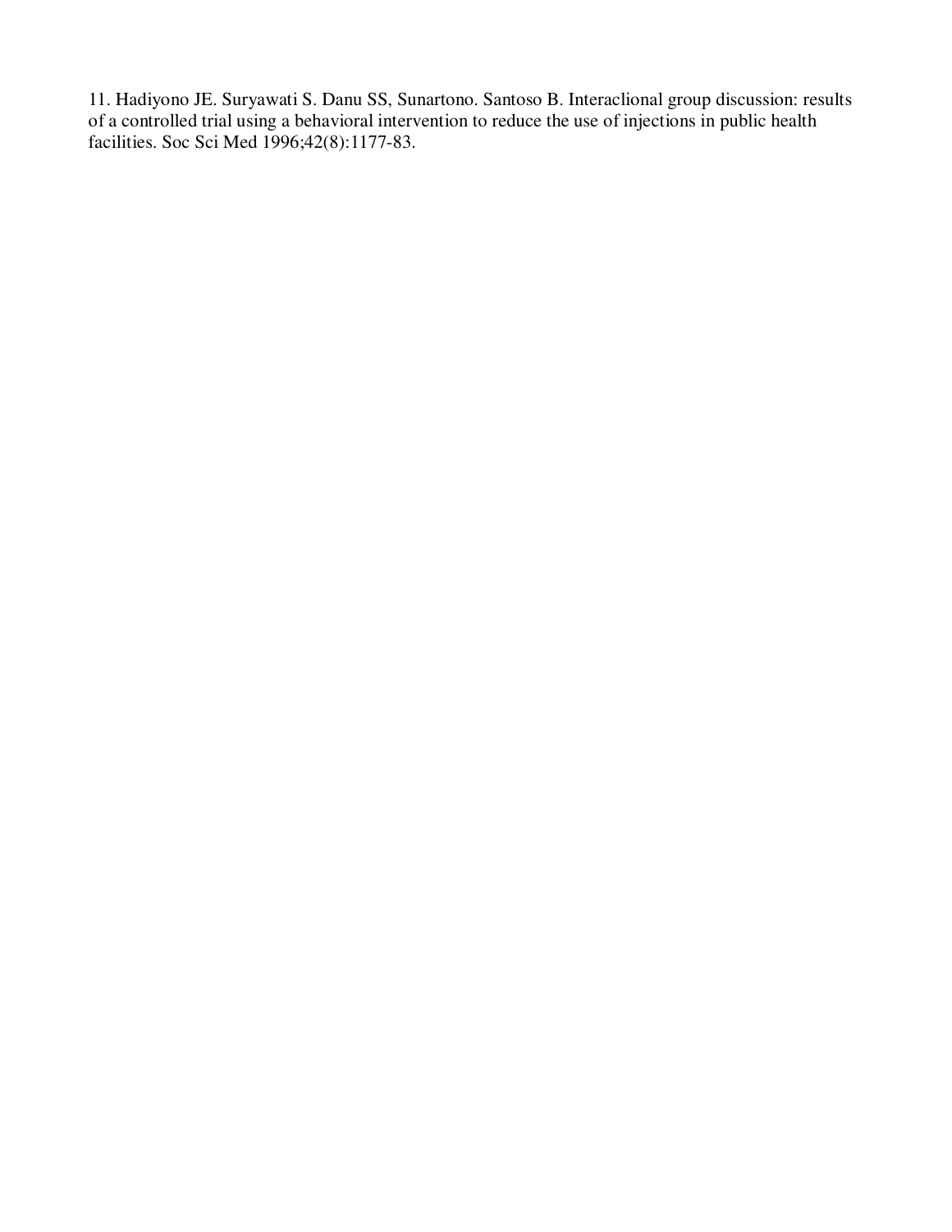11. Hadiyono JE. Suryawati S. Danu SS, Sunartono. Santoso B. Interaclional group discussion: results of a controlled trial using a behavioral intervention to reduce the use of injections in public health facilities. Soc Sci Med 1996;42(8):1177-83.